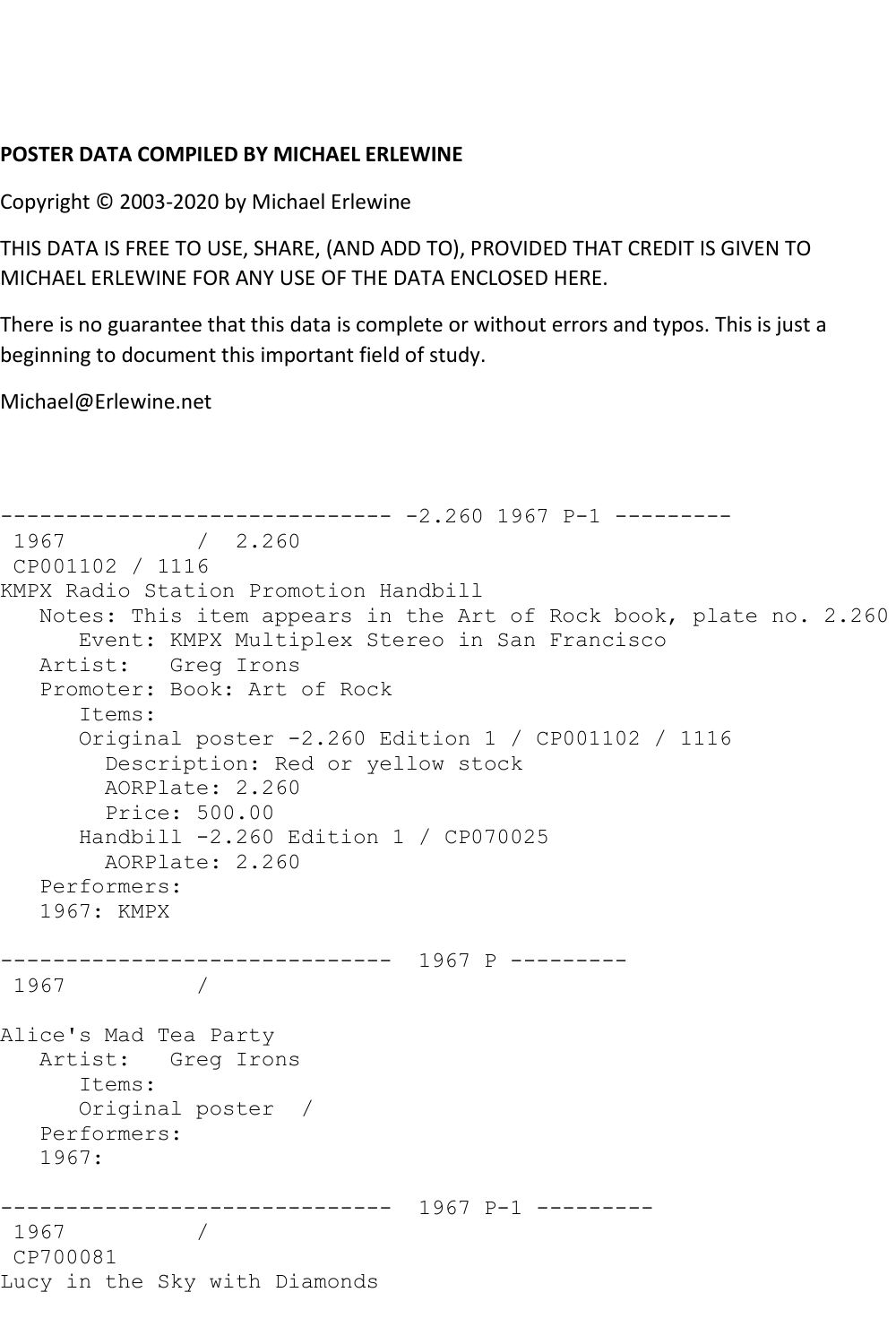**POSTER DATA COMPILED BY MICHAEL ERLEWINE**

Copyright © 2003-2020 by Michael Erlewine

THIS DATA IS FREE TO USE, SHARE, (AND ADD TO), PROVIDED THAT CREDIT IS GIVEN TO MICHAEL ERLEWINE FOR ANY USE OF THE DATA ENCLOSED HERE.

There is no guarantee that this data is complete or without errors and typos. This is just a beginning to document this important field of study.

Michael@Erlewine.net

```
------------------------------ -2.260 1967 P-1 ---------
 1967          /  2.260
 CP001102 / 1116
KMPX Radio Station Promotion Handbill
   Notes: This item appears in the Art of Rock book, plate no. 2.260
      Event: KMPX Multiplex Stereo in San Francisco
   Artist:   Greg Irons
   Promoter: Book: Art of Rock
      Items:
      Original poster -2.260 Edition 1 / CP001102 / 1116
        Description: Red or yellow stock
        AORPlate: 2.260
        Price: 500.00
      Handbill -2.260 Edition 1 / CP070025
        AORPlate: 2.260
   Performers:
   1967: KMPX

------------------------------  1967 P ---------
 1967          /

Alice's Mad Tea Party
   Artist:   Greg Irons
      Items:
      Original poster  /
   Performers:
   1967:

------------------------------  1967 P-1 ---------
 1967          /
 CP700081
Lucy in the Sky with Diamonds
```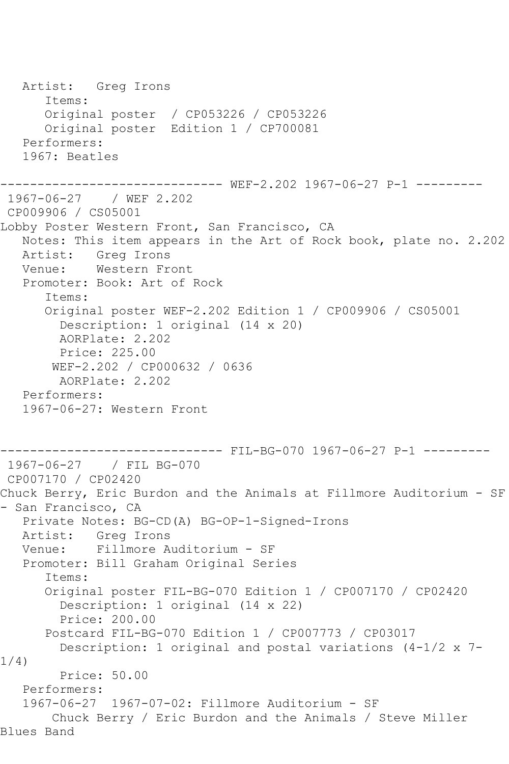```
   Artist:   Greg Irons
      Items:
      Original poster  / CP053226 / CP053226
      Original poster  Edition 1 / CP700081
   Performers:
   1967: Beatles

------------------------------ WEF-2.202 1967-06-27 P-1 ---------
 1967-06-27    / WEF 2.202
 CP009906 / CS05001
Lobby Poster Western Front, San Francisco, CA
   Notes: This item appears in the Art of Rock book, plate no. 2.202
   Artist:   Greg Irons
   Venue:    Western Front
   Promoter: Book: Art of Rock
      Items:
      Original poster WEF-2.202 Edition 1 / CP009906 / CS05001
        Description: 1 original (14 x 20)
        AORPlate: 2.202
        Price: 225.00
       WEF-2.202 / CP000632 / 0636
        AORPlate: 2.202
   Performers:
   1967-06-27: Western Front


------------------------------ FIL-BG-070 1967-06-27 P-1 ---------
 1967-06-27    / FIL BG-070
 CP007170 / CP02420
Chuck Berry, Eric Burdon and the Animals at Fillmore Auditorium - SF
- San Francisco, CA
   Private Notes: BG-CD(A) BG-OP-1-Signed-Irons
   Artist:   Greg Irons
   Venue:    Fillmore Auditorium - SF
   Promoter: Bill Graham Original Series
      Items:
      Original poster FIL-BG-070 Edition 1 / CP007170 / CP02420
        Description: 1 original (14 x 22)
        Price: 200.00
      Postcard FIL-BG-070 Edition 1 / CP007773 / CP03017
        Description: 1 original and postal variations (4-1/2 x 7-
1/4)
        Price: 50.00
   Performers:
   1967-06-27  1967-07-02: Fillmore Auditorium - SF
       Chuck Berry / Eric Burdon and the Animals / Steve Miller
Blues Band
```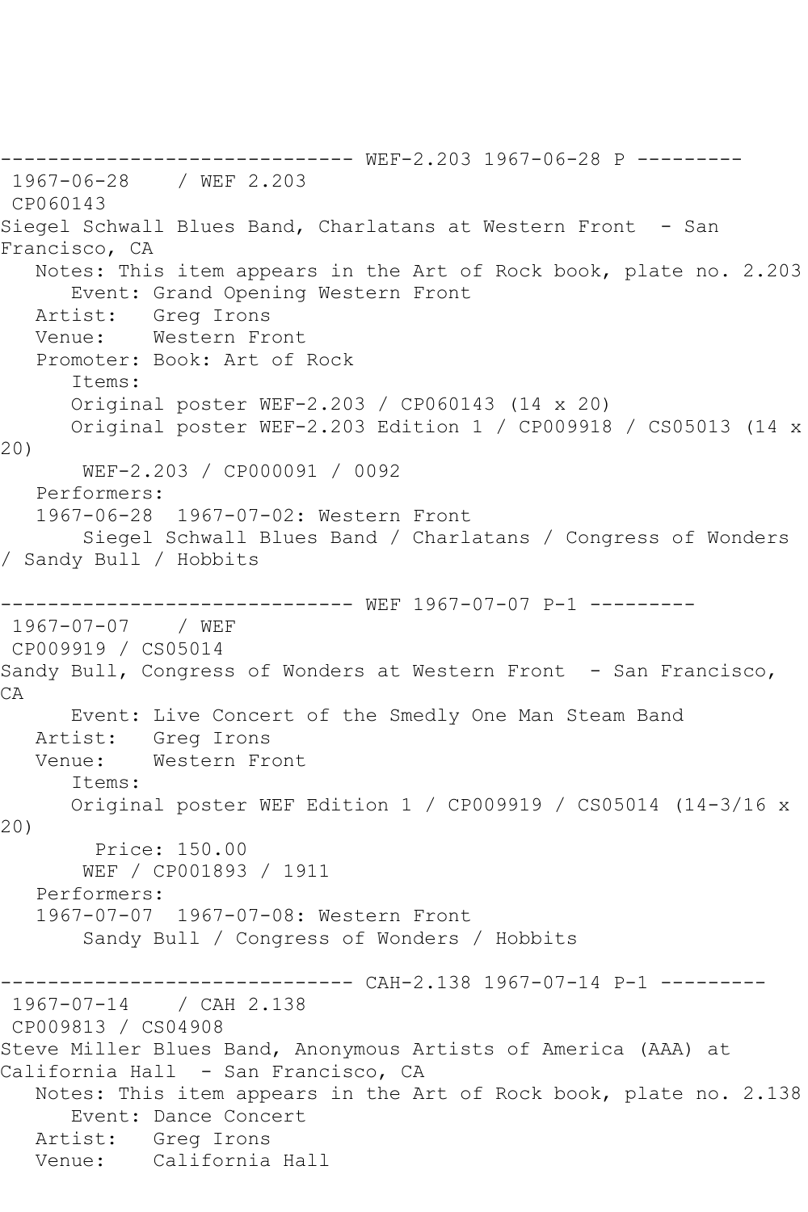------------------------------ WEF-2.203 1967-06-28 P ---------
1967-06-28 / WEF 2.203
CP060143
Siegel Schwall Blues Band, Charlatans at Western Front - San Francisco, CA
Notes: This item appears in the Art of Rock book, plate no. 2.203
Event: Grand Opening Western Front
Artist: Greg Irons
Venue: Western Front
Promoter: Book: Art of Rock
Items:
Original poster WEF-2.203 / CP060143 (14 x 20)
Original poster WEF-2.203 Edition 1 / CP009918 / CS05013 (14 x 20)
WEF-2.203 / CP000091 / 0092
Performers:
1967-06-28 1967-07-02: Western Front
Siegel Schwall Blues Band / Charlatans / Congress of Wonders / Sandy Bull / Hobbits

------------------------------ WEF 1967-07-07 P-1 ---------
1967-07-07 / WEF
CP009919 / CS05014
Sandy Bull, Congress of Wonders at Western Front - San Francisco, CA
Event: Live Concert of the Smedly One Man Steam Band
Artist: Greg Irons
Venue: Western Front
Items:
Original poster WEF Edition 1 / CP009919 / CS05014 (14-3/16 x 20)
Price: 150.00
WEF / CP001893 / 1911
Performers:
1967-07-07 1967-07-08: Western Front
Sandy Bull / Congress of Wonders / Hobbits

------------------------------ CAH-2.138 1967-07-14 P-1 ---------
1967-07-14 / CAH 2.138
CP009813 / CS04908
Steve Miller Blues Band, Anonymous Artists of America (AAA) at California Hall - San Francisco, CA
Notes: This item appears in the Art of Rock book, plate no. 2.138
Event: Dance Concert
Artist: Greg Irons
Venue: California Hall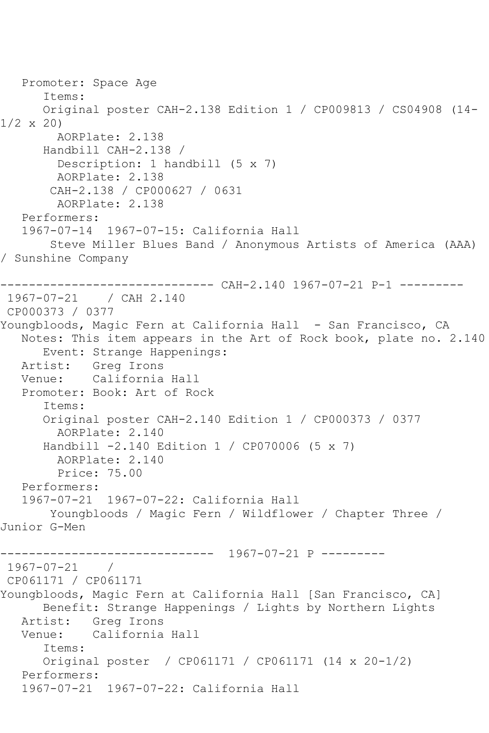```
   Promoter: Space Age
      Items:
      Original poster CAH-2.138 Edition 1 / CP009813 / CS04908 (14-
1/2 x 20)
        AORPlate: 2.138 
      Handbill CAH-2.138 / 
        Description: 1 handbill (5 x 7)
        AORPlate: 2.138 
       CAH-2.138 / CP000627 / 0631
        AORPlate: 2.138 
   Performers:
   1967-07-14  1967-07-15: California Hall
       Steve Miller Blues Band / Anonymous Artists of America (AAA) 
/ Sunshine Company

------------------------------ CAH-2.140 1967-07-21 P-1 ---------
 1967-07-21    / CAH 2.140
 CP000373 / 0377
Youngbloods, Magic Fern at California Hall  - San Francisco, CA
   Notes: This item appears in the Art of Rock book, plate no. 2.140
      Event: Strange Happenings:
   Artist:   Greg Irons
   Venue:    California Hall
   Promoter: Book: Art of Rock
      Items:
      Original poster CAH-2.140 Edition 1 / CP000373 / 0377
        AORPlate: 2.140 
      Handbill -2.140 Edition 1 / CP070006 (5 x 7)
        AORPlate: 2.140 
        Price: 75.00
   Performers:
   1967-07-21  1967-07-22: California Hall
       Youngbloods / Magic Fern / Wildflower / Chapter Three / 
Junior G-Men

------------------------------  1967-07-21 P ---------
 1967-07-21    / 
 CP061171 / CP061171
Youngbloods, Magic Fern at California Hall [San Francisco, CA]
      Benefit: Strange Happenings / Lights by Northern Lights
   Artist:   Greg Irons
   Venue:    California Hall
      Items:
      Original poster  / CP061171 / CP061171 (14 x 20-1/2)
   Performers:
   1967-07-21  1967-07-22: California Hall
```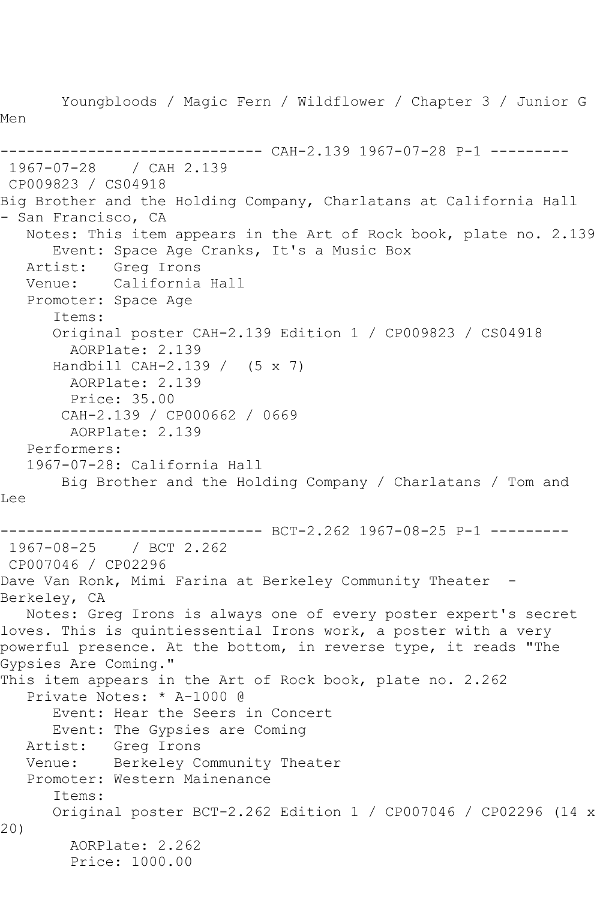Youngbloods / Magic Fern / Wildflower / Chapter 3 / Junior G Men

------------------------------ CAH-2.139 1967-07-28 P-1 ---------

1967-07-28 / CAH 2.139
CP009823 / CS04918
Big Brother and the Holding Company, Charlatans at California Hall - San Francisco, CA

Notes: This item appears in the Art of Rock book, plate no. 2.139
Event: Space Age Cranks, It's a Music Box
Artist: Greg Irons
Venue: California Hall
Promoter: Space Age
Items:
Original poster CAH-2.139 Edition 1 / CP009823 / CS04918
AORPlate: 2.139
Handbill CAH-2.139 / (5 x 7)
AORPlate: 2.139
Price: 35.00
CAH-2.139 / CP000662 / 0669
AORPlate: 2.139
Performers:
1967-07-28: California Hall
Big Brother and the Holding Company / Charlatans / Tom and Lee

------------------------------ BCT-2.262 1967-08-25 P-1 ---------

1967-08-25 / BCT 2.262
CP007046 / CP02296
Dave Van Ronk, Mimi Farina at Berkeley Community Theater - Berkeley, CA

Notes: Greg Irons is always one of every poster expert's secret loves. This is quintiessential Irons work, a poster with a very powerful presence. At the bottom, in reverse type, it reads "The Gypsies Are Coming."
This item appears in the Art of Rock book, plate no. 2.262
Private Notes: * A-1000 @
Event: Hear the Seers in Concert
Event: The Gypsies are Coming
Artist: Greg Irons
Venue: Berkeley Community Theater
Promoter: Western Mainenance
Items:
Original poster BCT-2.262 Edition 1 / CP007046 / CP02296 (14 x 20)
AORPlate: 2.262
Price: 1000.00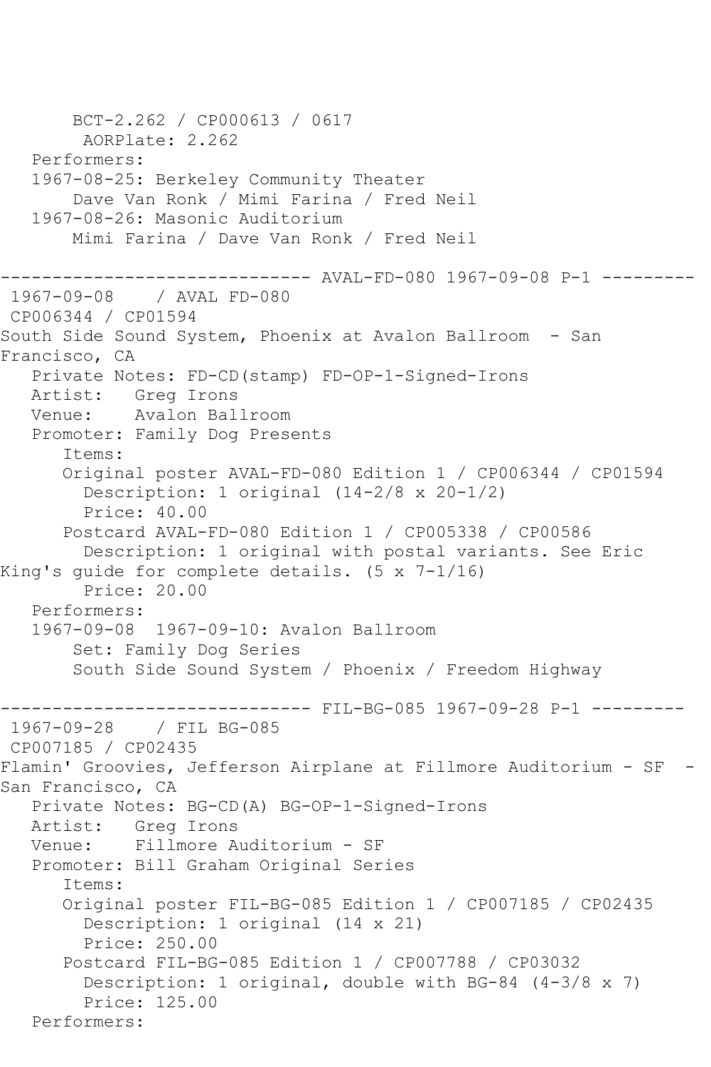```
       BCT-2.262 / CP000613 / 0617
        AORPlate: 2.262
   Performers:
   1967-08-25: Berkeley Community Theater
       Dave Van Ronk / Mimi Farina / Fred Neil
   1967-08-26: Masonic Auditorium
       Mimi Farina / Dave Van Ronk / Fred Neil

------------------------------ AVAL-FD-080 1967-09-08 P-1 ---------
 1967-09-08    / AVAL FD-080
 CP006344 / CP01594
South Side Sound System, Phoenix at Avalon Ballroom  - San
Francisco, CA
   Private Notes: FD-CD(stamp) FD-OP-1-Signed-Irons
   Artist:   Greg Irons
   Venue:    Avalon Ballroom
   Promoter: Family Dog Presents
      Items:
      Original poster AVAL-FD-080 Edition 1 / CP006344 / CP01594
        Description: 1 original (14-2/8 x 20-1/2)
        Price: 40.00
      Postcard AVAL-FD-080 Edition 1 / CP005338 / CP00586
        Description: 1 original with postal variants. See Eric
King's guide for complete details. (5 x 7-1/16)
        Price: 20.00
   Performers:
   1967-09-08  1967-09-10: Avalon Ballroom
       Set: Family Dog Series
       South Side Sound System / Phoenix / Freedom Highway

------------------------------ FIL-BG-085 1967-09-28 P-1 ---------
 1967-09-28    / FIL BG-085
 CP007185 / CP02435
Flamin' Groovies, Jefferson Airplane at Fillmore Auditorium - SF  -
San Francisco, CA
   Private Notes: BG-CD(A) BG-OP-1-Signed-Irons
   Artist:   Greg Irons
   Venue:    Fillmore Auditorium - SF
   Promoter: Bill Graham Original Series
      Items:
      Original poster FIL-BG-085 Edition 1 / CP007185 / CP02435
        Description: 1 original (14 x 21)
        Price: 250.00
      Postcard FIL-BG-085 Edition 1 / CP007788 / CP03032
        Description: 1 original, double with BG-84 (4-3/8 x 7)
        Price: 125.00
   Performers:
```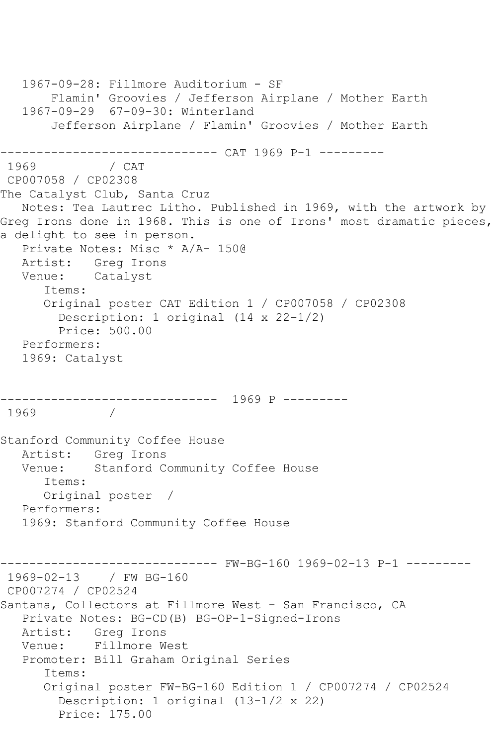```
   1967-09-28: Fillmore Auditorium - SF
       Flamin' Groovies / Jefferson Airplane / Mother Earth
   1967-09-29  67-09-30: Winterland
       Jefferson Airplane / Flamin' Groovies / Mother Earth

------------------------------ CAT 1969 P-1 ---------
 1969          / CAT
 CP007058 / CP02308
The Catalyst Club, Santa Cruz
   Notes: Tea Lautrec Litho. Published in 1969, with the artwork by
Greg Irons done in 1968. This is one of Irons' most dramatic pieces,
a delight to see in person.
   Private Notes: Misc * A/A- 150@
   Artist:   Greg Irons
   Venue:    Catalyst
      Items:
      Original poster CAT Edition 1 / CP007058 / CP02308
        Description: 1 original (14 x 22-1/2)
        Price: 500.00
   Performers:
   1969: Catalyst


------------------------------  1969 P ---------
 1969          /

Stanford Community Coffee House
   Artist:   Greg Irons
   Venue:    Stanford Community Coffee House
      Items:
      Original poster  /
   Performers:
   1969: Stanford Community Coffee House


------------------------------ FW-BG-160 1969-02-13 P-1 ---------
 1969-02-13    / FW BG-160
 CP007274 / CP02524
Santana, Collectors at Fillmore West - San Francisco, CA
   Private Notes: BG-CD(B) BG-OP-1-Signed-Irons
   Artist:   Greg Irons
   Venue:    Fillmore West
   Promoter: Bill Graham Original Series
      Items:
      Original poster FW-BG-160 Edition 1 / CP007274 / CP02524
        Description: 1 original (13-1/2 x 22)
        Price: 175.00
```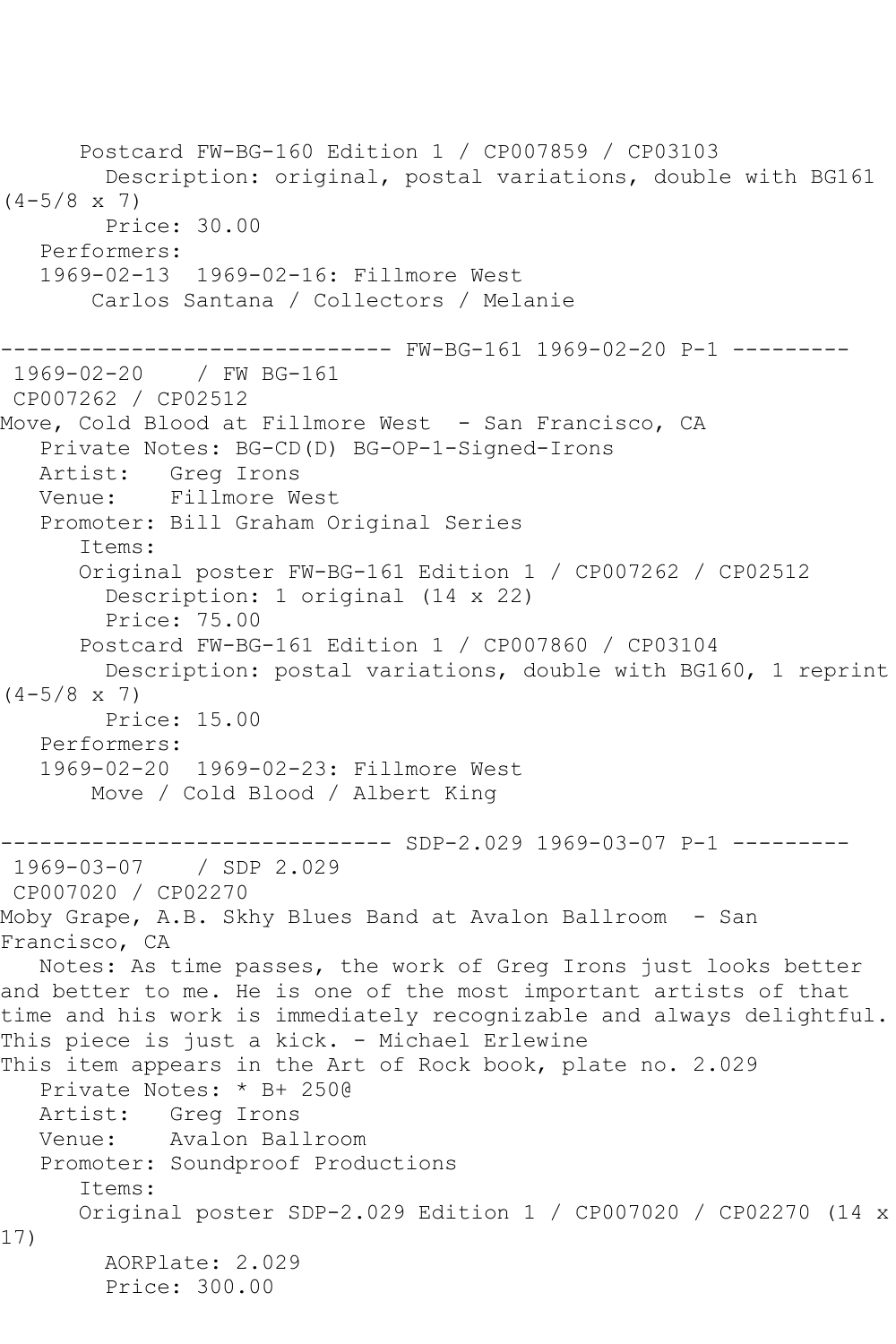Postcard FW-BG-160 Edition 1 / CP007859 / CP03103
Description: original, postal variations, double with BG161 (4-5/8 x 7)
Price: 30.00
Performers:
1969-02-13 1969-02-16: Fillmore West
Carlos Santana / Collectors / Melanie

------------------------------ FW-BG-161 1969-02-20 P-1 ---------

1969-02-20 / FW BG-161
CP007262 / CP02512
Move, Cold Blood at Fillmore West - San Francisco, CA
Private Notes: BG-CD(D) BG-OP-1-Signed-Irons
Artist: Greg Irons
Venue: Fillmore West
Promoter: Bill Graham Original Series
Items:
Original poster FW-BG-161 Edition 1 / CP007262 / CP02512
Description: 1 original (14 x 22)
Price: 75.00
Postcard FW-BG-161 Edition 1 / CP007860 / CP03104
Description: postal variations, double with BG160, 1 reprint (4-5/8 x 7)
Price: 15.00
Performers:
1969-02-20 1969-02-23: Fillmore West
Move / Cold Blood / Albert King

------------------------------ SDP-2.029 1969-03-07 P-1 ---------

1969-03-07 / SDP 2.029
CP007020 / CP02270
Moby Grape, A.B. Skhy Blues Band at Avalon Ballroom - San Francisco, CA
Notes: As time passes, the work of Greg Irons just looks better and better to me. He is one of the most important artists of that time and his work is immediately recognizable and always delightful. This piece is just a kick. - Michael Erlewine
This item appears in the Art of Rock book, plate no. 2.029
Private Notes: * B+ 250@
Artist: Greg Irons
Venue: Avalon Ballroom
Promoter: Soundproof Productions
Items:
Original poster SDP-2.029 Edition 1 / CP007020 / CP02270 (14 x 17)
AORPlate: 2.029
Price: 300.00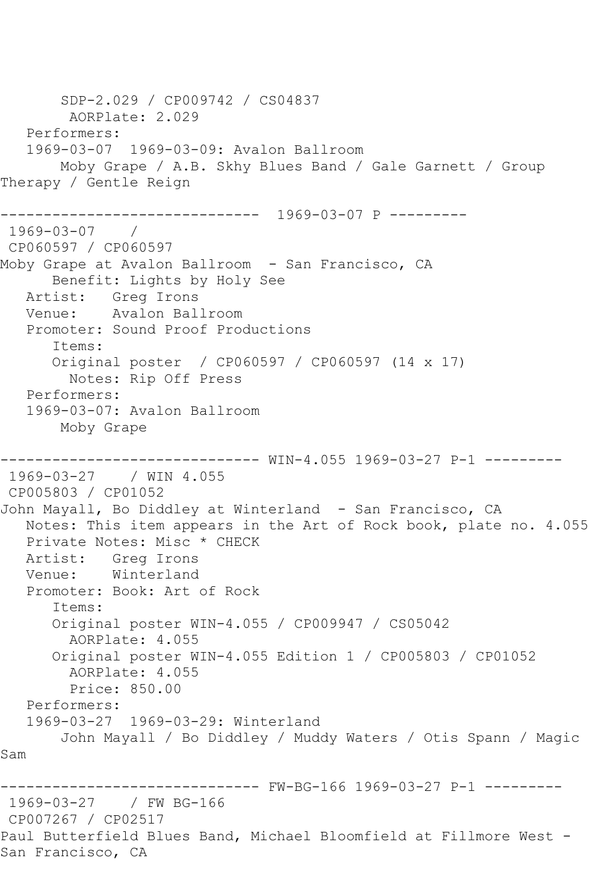SDP-2.029 / CP009742 / CS04837
AORPlate: 2.029
Performers:
1969-03-07  1969-03-09: Avalon Ballroom
Moby Grape / A.B. Skhy Blues Band / Gale Garnett / Group Therapy / Gentle Reign

------------------------------ 1969-03-07 P ---------

1969-03-07    /
CP060597 / CP060597
Moby Grape at Avalon Ballroom  - San Francisco, CA
Benefit: Lights by Holy See
Artist:   Greg Irons
Venue:    Avalon Ballroom
Promoter: Sound Proof Productions
Items:
Original poster  / CP060597 / CP060597 (14 x 17)
Notes: Rip Off Press
Performers:
1969-03-07: Avalon Ballroom
Moby Grape

------------------------------ WIN-4.055 1969-03-27 P-1 ---------

1969-03-27    / WIN 4.055
CP005803 / CP01052
John Mayall, Bo Diddley at Winterland  - San Francisco, CA
Notes: This item appears in the Art of Rock book, plate no. 4.055
Private Notes: Misc * CHECK
Artist:   Greg Irons
Venue:    Winterland
Promoter: Book: Art of Rock
Items:
Original poster WIN-4.055 / CP009947 / CS05042
AORPlate: 4.055
Original poster WIN-4.055 Edition 1 / CP005803 / CP01052
AORPlate: 4.055
Price: 850.00
Performers:
1969-03-27  1969-03-29: Winterland
John Mayall / Bo Diddley / Muddy Waters / Otis Spann / Magic Sam

------------------------------ FW-BG-166 1969-03-27 P-1 ---------

1969-03-27    / FW BG-166
CP007267 / CP02517
Paul Butterfield Blues Band, Michael Bloomfield at Fillmore West - San Francisco, CA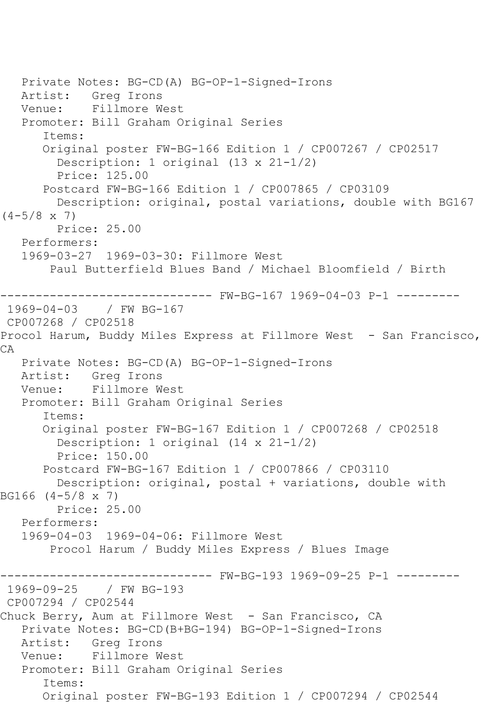Private Notes: BG-CD(A) BG-OP-1-Signed-Irons
Artist: Greg Irons
Venue: Fillmore West
Promoter: Bill Graham Original Series
Items:
Original poster FW-BG-166 Edition 1 / CP007267 / CP02517
Description: 1 original (13 x 21-1/2)
Price: 125.00
Postcard FW-BG-166 Edition 1 / CP007865 / CP03109
Description: original, postal variations, double with BG167 (4-5/8 x 7)
Price: 25.00
Performers:
1969-03-27 1969-03-30: Fillmore West
Paul Butterfield Blues Band / Michael Bloomfield / Birth

------------------------------ FW-BG-167 1969-04-03 P-1 ---------

1969-04-03 / FW BG-167
CP007268 / CP02518
Procol Harum, Buddy Miles Express at Fillmore West - San Francisco, CA
Private Notes: BG-CD(A) BG-OP-1-Signed-Irons
Artist: Greg Irons
Venue: Fillmore West
Promoter: Bill Graham Original Series
Items:
Original poster FW-BG-167 Edition 1 / CP007268 / CP02518
Description: 1 original (14 x 21-1/2)
Price: 150.00
Postcard FW-BG-167 Edition 1 / CP007866 / CP03110
Description: original, postal + variations, double with BG166 (4-5/8 x 7)
Price: 25.00
Performers:
1969-04-03 1969-04-06: Fillmore West
Procol Harum / Buddy Miles Express / Blues Image

------------------------------ FW-BG-193 1969-09-25 P-1 ---------

1969-09-25 / FW BG-193
CP007294 / CP02544
Chuck Berry, Aum at Fillmore West - San Francisco, CA
Private Notes: BG-CD(B+BG-194) BG-OP-1-Signed-Irons
Artist: Greg Irons
Venue: Fillmore West
Promoter: Bill Graham Original Series
Items:
Original poster FW-BG-193 Edition 1 / CP007294 / CP02544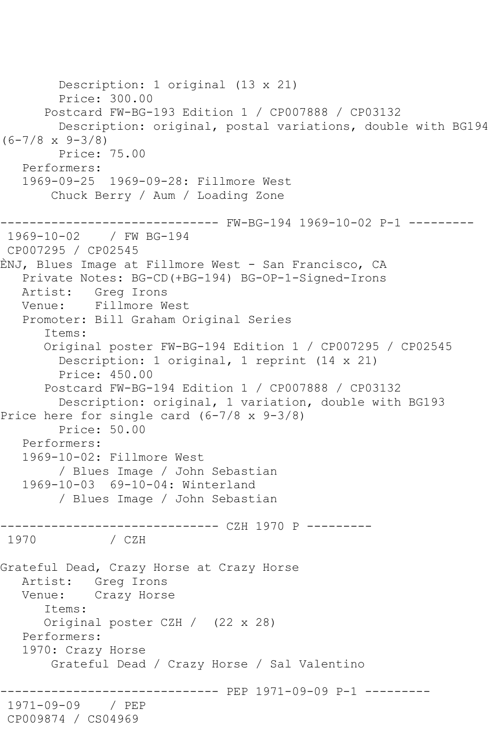```
        Description: 1 original (13 x 21)
        Price: 300.00
      Postcard FW-BG-193 Edition 1 / CP007888 / CP03132
        Description: original, postal variations, double with BG194
(6-7/8 x 9-3/8)
        Price: 75.00
   Performers:
   1969-09-25  1969-09-28: Fillmore West
       Chuck Berry / Aum / Loading Zone

------------------------------ FW-BG-194 1969-10-02 P-1 ---------
 1969-10-02    / FW BG-194
 CP007295 / CP02545
ÈNJ, Blues Image at Fillmore West - San Francisco, CA
   Private Notes: BG-CD(+BG-194) BG-OP-1-Signed-Irons
   Artist:   Greg Irons
   Venue:    Fillmore West
   Promoter: Bill Graham Original Series
      Items:
      Original poster FW-BG-194 Edition 1 / CP007295 / CP02545
        Description: 1 original, 1 reprint (14 x 21)
        Price: 450.00
      Postcard FW-BG-194 Edition 1 / CP007888 / CP03132
        Description: original, 1 variation, double with BG193
Price here for single card (6-7/8 x 9-3/8)
        Price: 50.00
   Performers:
   1969-10-02: Fillmore West
        / Blues Image / John Sebastian
   1969-10-03  69-10-04: Winterland
        / Blues Image / John Sebastian

------------------------------ CZH 1970 P ---------
 1970          / CZH

Grateful Dead, Crazy Horse at Crazy Horse
   Artist:   Greg Irons
   Venue:    Crazy Horse
      Items:
      Original poster CZH /  (22 x 28)
   Performers:
   1970: Crazy Horse
       Grateful Dead / Crazy Horse / Sal Valentino

------------------------------ PEP 1971-09-09 P-1 ---------
 1971-09-09    / PEP
 CP009874 / CS04969
```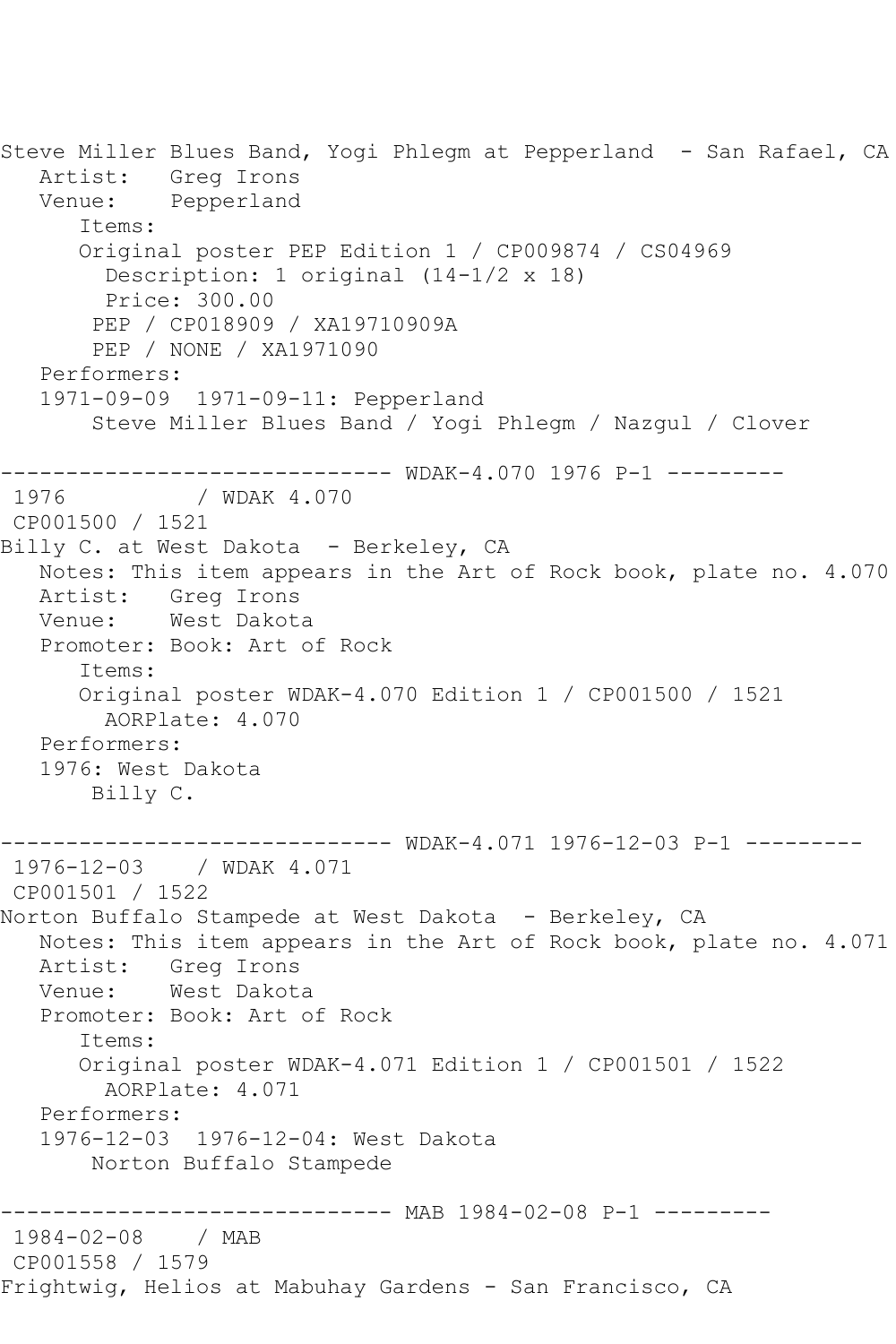```
Steve Miller Blues Band, Yogi Phlegm at Pepperland  - San Rafael, CA
   Artist:   Greg Irons
   Venue:    Pepperland
      Items:
      Original poster PEP Edition 1 / CP009874 / CS04969
        Description: 1 original (14-1/2 x 18)
        Price: 300.00
       PEP / CP018909 / XA19710909A
       PEP / NONE / XA1971090
   Performers:
   1971-09-09  1971-09-11: Pepperland
       Steve Miller Blues Band / Yogi Phlegm / Nazgul / Clover

------------------------------ WDAK-4.070 1976 P-1 ---------
 1976          / WDAK 4.070
 CP001500 / 1521
Billy C. at West Dakota  - Berkeley, CA
   Notes: This item appears in the Art of Rock book, plate no. 4.070
   Artist:   Greg Irons
   Venue:    West Dakota
   Promoter: Book: Art of Rock
      Items:
      Original poster WDAK-4.070 Edition 1 / CP001500 / 1521
        AORPlate: 4.070
   Performers:
   1976: West Dakota
       Billy C.

------------------------------ WDAK-4.071 1976-12-03 P-1 ---------
 1976-12-03    / WDAK 4.071
 CP001501 / 1522
Norton Buffalo Stampede at West Dakota  - Berkeley, CA
   Notes: This item appears in the Art of Rock book, plate no. 4.071
   Artist:   Greg Irons
   Venue:    West Dakota
   Promoter: Book: Art of Rock
      Items:
      Original poster WDAK-4.071 Edition 1 / CP001501 / 1522
        AORPlate: 4.071
   Performers:
   1976-12-03  1976-12-04: West Dakota
       Norton Buffalo Stampede

------------------------------ MAB 1984-02-08 P-1 ---------
 1984-02-08    / MAB
 CP001558 / 1579
Frightwig, Helios at Mabuhay Gardens - San Francisco, CA
```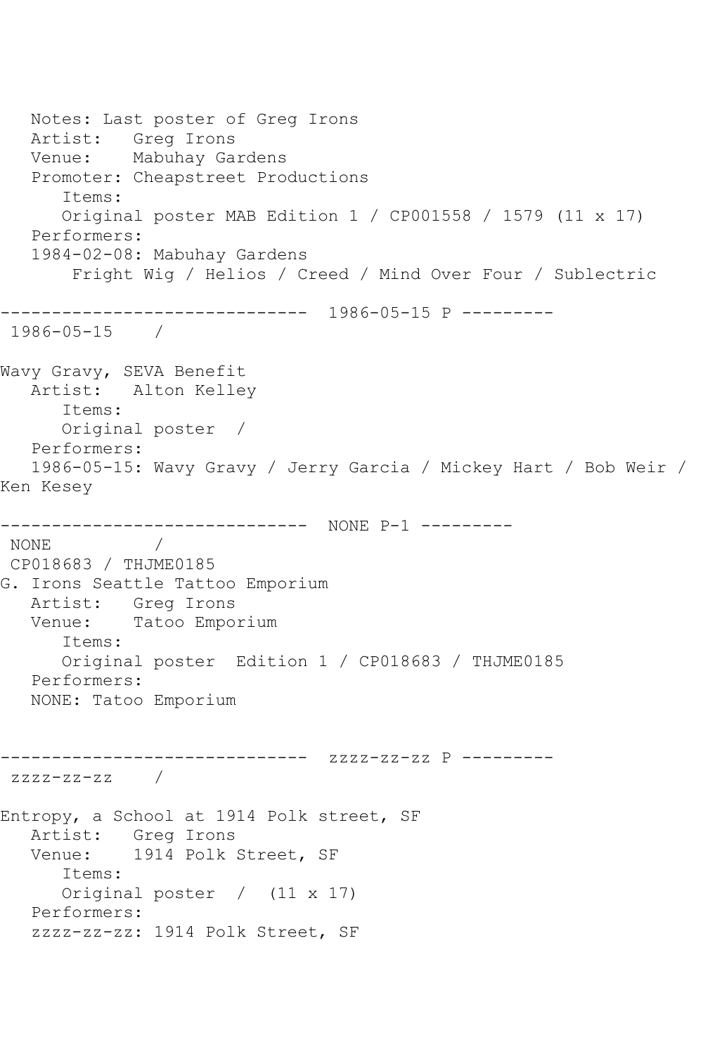Notes: Last poster of Greg Irons
Artist: Greg Irons
Venue: Mabuhay Gardens
Promoter: Cheapstreet Productions
Items:
Original poster MAB Edition 1 / CP001558 / 1579 (11 x 17)
Performers:
1984-02-08: Mabuhay Gardens
Fright Wig / Helios / Creed / Mind Over Four / Sublectric

------------------------------ 1986-05-15 P ---------

1986-05-15 /

Wavy Gravy, SEVA Benefit
Artist: Alton Kelley
Items:
Original poster /
Performers:
1986-05-15: Wavy Gravy / Jerry Garcia / Mickey Hart / Bob Weir / Ken Kesey

------------------------------ NONE P-1 ---------

NONE /
CP018683 / THJME0185
G. Irons Seattle Tattoo Emporium
Artist: Greg Irons
Venue: Tatoo Emporium
Items:
Original poster Edition 1 / CP018683 / THJME0185
Performers:
NONE: Tatoo Emporium

------------------------------ zzzz-zz-zz P ---------

zzzz-zz-zz /

Entropy, a School at 1914 Polk street, SF
Artist: Greg Irons
Venue: 1914 Polk Street, SF
Items:
Original poster / (11 x 17)
Performers:
zzzz-zz-zz: 1914 Polk Street, SF